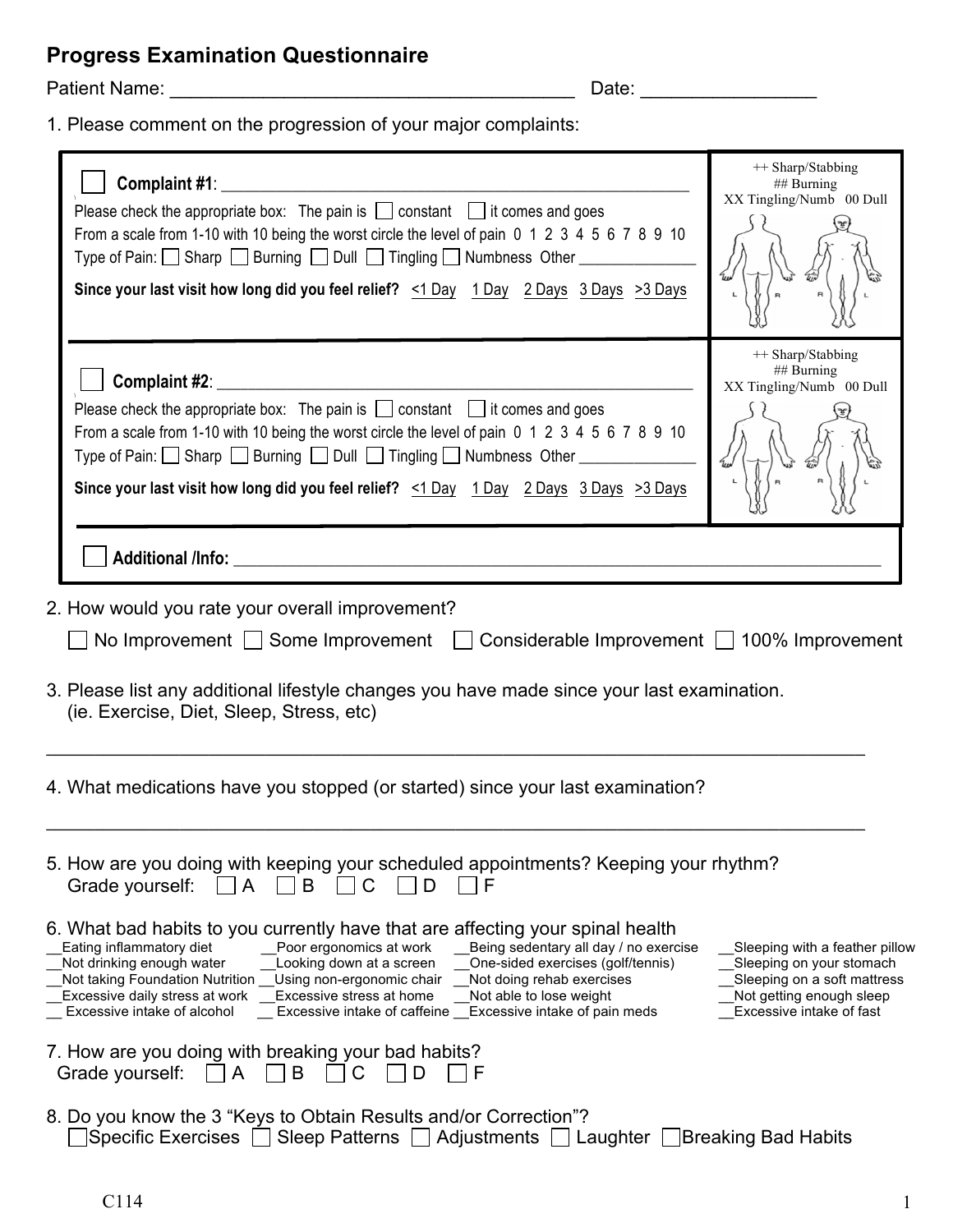# Progress Examination Questionnaire

Patient Name: ______________________________________ Date: ________________

1. Please comment on the progression of your major complaints:

☐ **Complaint #1**: ___________________________________________________

Please check the appropriate box: The pain is ☐ constant ☐ it comes and goes

From a scale from 1-10 with 10 being the worst circle the level of pain 0 1 2 3 4 5 6 7 8 9 10

Type of Pain: ☐ Sharp ☐ Burning ☐ Dull ☐ Tingling ☐ Numbness Other _______________

**Since your last visit how long did you feel relief?** <1 Day 1 Day 2 Days 3 Days >3 Days

++ Sharp/Stabbing
## Burning
XX Tingling/Numb 00 Dull

L R R L

☐ **Complaint #2**: ___________________________________________________

Please check the appropriate box: The pain is ☐ constant ☐ it comes and goes

From a scale from 1-10 with 10 being the worst circle the level of pain 0 1 2 3 4 5 6 7 8 9 10

Type of Pain: ☐ Sharp ☐ Burning ☐ Dull ☐ Tingling ☐ Numbness Other _______________

**Since your last visit how long did you feel relief?** <1 Day 1 Day 2 Days 3 Days >3 Days

++ Sharp/Stabbing
## Burning
XX Tingling/Numb 00 Dull

L R R L

☐ **Additional /Info:** ___________________________________________________________________

2. How would you rate your overall improvement?

☐ No Improvement ☐ Some Improvement ☐ Considerable Improvement ☐ 100% Improvement

3. Please list any additional lifestyle changes you have made since your last examination. (ie. Exercise, Diet, Sleep, Stress, etc)

_____________________________________________________________________________

4. What medications have you stopped (or started) since your last examination?

_____________________________________________________________________________

5. How are you doing with keeping your scheduled appointments? Keeping your rhythm?
Grade yourself: ☐ A ☐ B ☐ C ☐ D ☐ F

6. What bad habits to you currently have that are affecting your spinal health

__Eating inflammatory diet
__Not drinking enough water
__Not taking Foundation Nutrition
__Excessive daily stress at work
__ Excessive intake of alcohol
__Poor ergonomics at work
__Looking down at a screen
__Using non-ergonomic chair
__Excessive stress at home
__ Excessive intake of caffeine
__Being sedentary all day / no exercise
__One-sided exercises (golf/tennis)
__Not doing rehab exercises
__Not able to lose weight
__Excessive intake of pain meds
__Sleeping with a feather pillow
__Sleeping on your stomach
__Sleeping on a soft mattress
__Not getting enough sleep
__Excessive intake of fast

7. How are you doing with breaking your bad habits?
Grade yourself: ☐ A ☐ B ☐ C ☐ D ☐ F

8. Do you know the 3 "Keys to Obtain Results and/or Correction"?
☐ Specific Exercises ☐ Sleep Patterns ☐ Adjustments ☐ Laughter ☐ Breaking Bad Habits

C114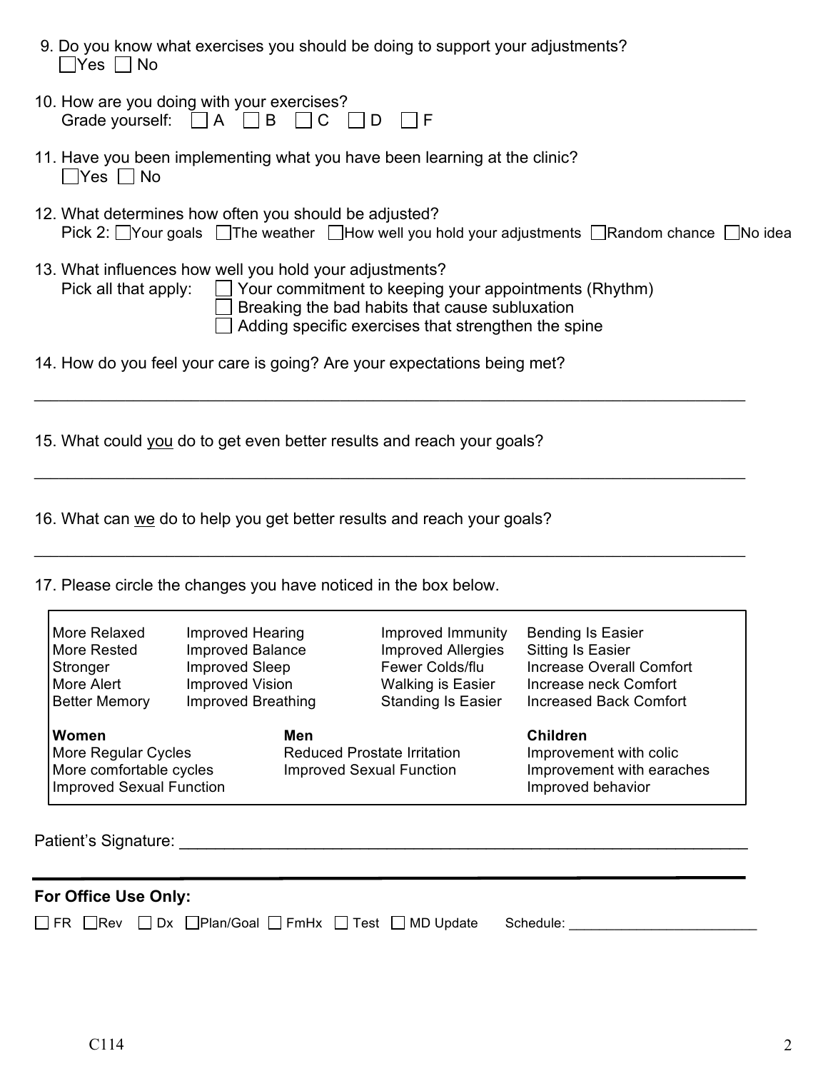9. Do you know what exercises you should be doing to support your adjustments?
   ☐ Yes ☐ No

10. How are you doing with your exercises?
    Grade yourself: ☐ A ☐ B ☐ C ☐ D ☐ F

11. Have you been implementing what you have been learning at the clinic?
    ☐ Yes ☐ No

12. What determines how often you should be adjusted?
    Pick 2: ☐ Your goals ☐ The weather ☐ How well you hold your adjustments ☐ Random chance ☐ No idea

13. What influences how well you hold your adjustments?
    Pick all that apply:
    ☐ Your commitment to keeping your appointments (Rhythm)
    ☐ Breaking the bad habits that cause subluxation
    ☐ Adding specific exercises that strengthen the spine

14. How do you feel your care is going? Are your expectations being met?

____________________________________________________________________________

15. What could <u>you</u> do to get even better results and reach your goals?

____________________________________________________________________________

16. What can <u>we</u> do to help you get better results and reach your goals?

____________________________________________________________________________

17. Please circle the changes you have noticed in the box below.

| | | | |
|---|---|---|---|
| More Relaxed | Improved Hearing | Improved Immunity | Bending Is Easier |
| More Rested | Improved Balance | Improved Allergies | Sitting Is Easier |
| Stronger | Improved Sleep | Fewer Colds/flu | Increase Overall Comfort |
| More Alert | Improved Vision | Walking is Easier | Increase neck Comfort |
| Better Memory | Improved Breathing | Standing Is Easier | Increased Back Comfort |

| **Women** | **Men** | **Children** |
|---|---|---|
| More Regular Cycles | Reduced Prostate Irritation | Improvement with colic |
| More comfortable cycles | Improved Sexual Function | Improvement with earaches |
| Improved Sexual Function | | Improved behavior |

Patient's Signature: ______________________________________________________

**For Office Use Only:**

☐ FR ☐ Rev ☐ Dx ☐ Plan/Goal ☐ FmHx ☐ Test ☐ MD Update     Schedule: ________________________

C114